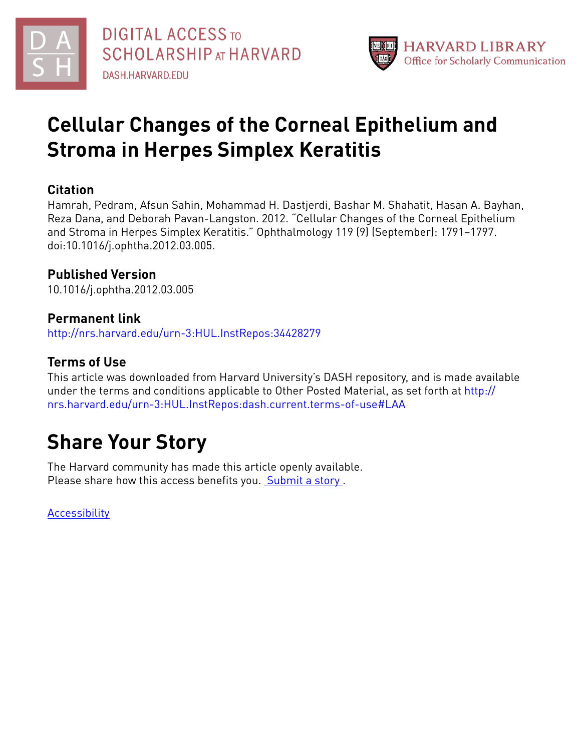DIGITAL ACCESS TO SCHOLARSHIP AT HARVARD
DASH.HARVARD.EDU

HARVARD LIBRARY
Office for Scholarly Communication

# Cellular Changes of the Corneal Epithelium and Stroma in Herpes Simplex Keratitis

## Citation

Hamrah, Pedram, Afsun Sahin, Mohammad H. Dastjerdi, Bashar M. Shahatit, Hasan A. Bayhan, Reza Dana, and Deborah Pavan-Langston. 2012. "Cellular Changes of the Corneal Epithelium and Stroma in Herpes Simplex Keratitis." Ophthalmology 119 (9) (September): 1791–1797. doi:10.1016/j.ophtha.2012.03.005.

## Published Version

10.1016/j.ophtha.2012.03.005

## Permanent link

http://nrs.harvard.edu/urn-3:HUL.InstRepos:34428279

## Terms of Use

This article was downloaded from Harvard University's DASH repository, and is made available under the terms and conditions applicable to Other Posted Material, as set forth at http://nrs.harvard.edu/urn-3:HUL.InstRepos:dash.current.terms-of-use#LAA

# Share Your Story

The Harvard community has made this article openly available.
Please share how this access benefits you. Submit a story .

Accessibility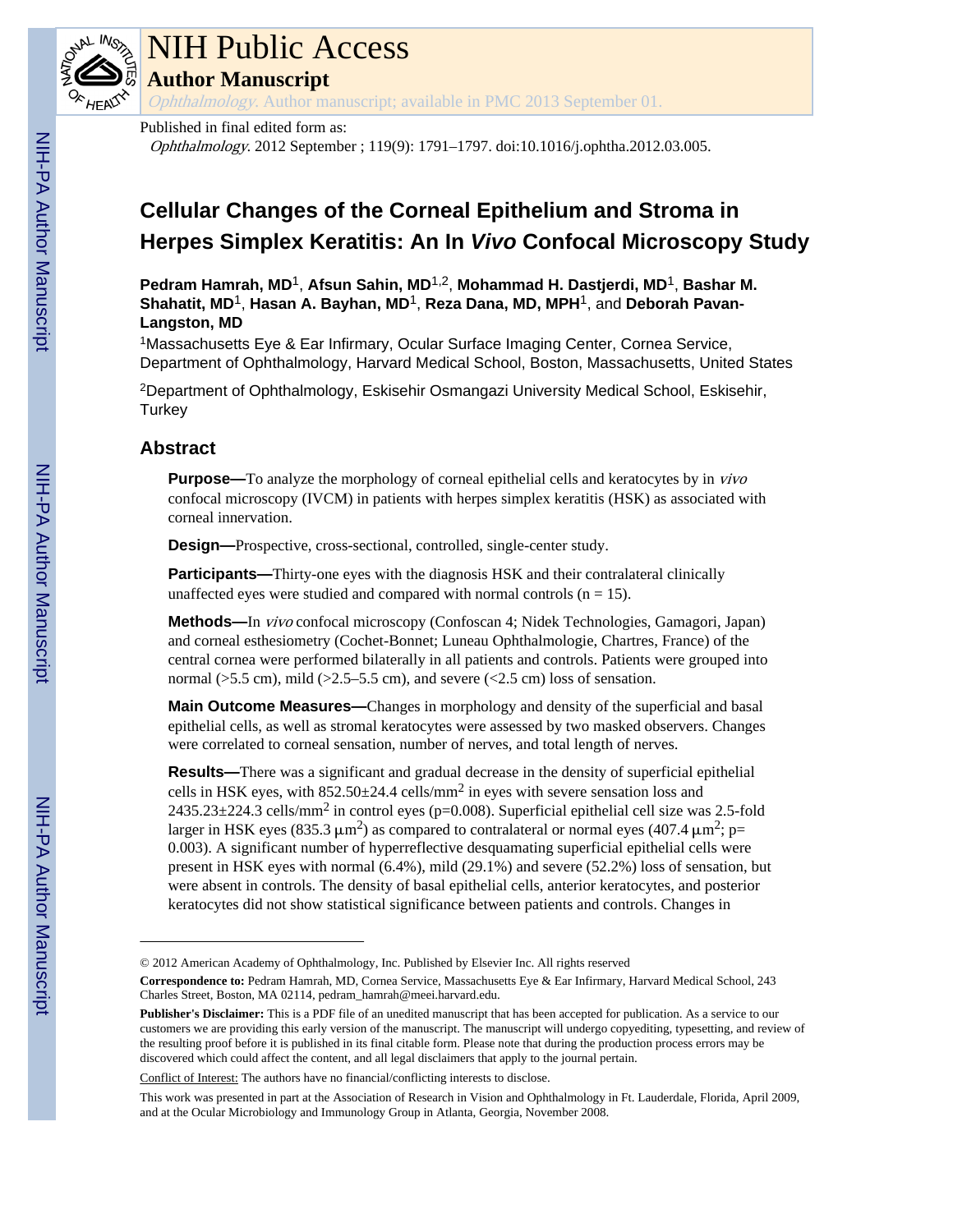# Cellular Changes of the Corneal Epithelium and Stroma in Herpes Simplex Keratitis: An In *Vivo* Confocal Microscopy Study

**Pedram Hamrah, MD**[1], **Afsun Sahin, MD**[1,2], **Mohammad H. Dastjerdi, MD**[1], **Bashar M. Shahatit, MD**[1], **Hasan A. Bayhan, MD**[1], **Reza Dana, MD, MPH**[1], and **Deborah Pavan-Langston, MD**

[1]Massachusetts Eye & Ear Infirmary, Ocular Surface Imaging Center, Cornea Service, Department of Ophthalmology, Harvard Medical School, Boston, Massachusetts, United States

[2]Department of Ophthalmology, Eskisehir Osmangazi University Medical School, Eskisehir, Turkey

## Abstract

**Purpose—**To analyze the morphology of corneal epithelial cells and keratocytes by in *vivo* confocal microscopy (IVCM) in patients with herpes simplex keratitis (HSK) as associated with corneal innervation.

**Design—**Prospective, cross-sectional, controlled, single-center study.

**Participants—**Thirty-one eyes with the diagnosis HSK and their contralateral clinically unaffected eyes were studied and compared with normal controls (n = 15).

**Methods—**In *vivo* confocal microscopy (Confoscan 4; Nidek Technologies, Gamagori, Japan) and corneal esthesiometry (Cochet-Bonnet; Luneau Ophthalmologie, Chartres, France) of the central cornea were performed bilaterally in all patients and controls. Patients were grouped into normal (>5.5 cm), mild (>2.5–5.5 cm), and severe (<2.5 cm) loss of sensation.

**Main Outcome Measures—**Changes in morphology and density of the superficial and basal epithelial cells, as well as stromal keratocytes were assessed by two masked observers. Changes were correlated to corneal sensation, number of nerves, and total length of nerves.

**Results—**There was a significant and gradual decrease in the density of superficial epithelial cells in HSK eyes, with 852.50±24.4 cells/mm$^2$ in eyes with severe sensation loss and 2435.23±224.3 cells/mm$^2$ in control eyes (p=0.008). Superficial epithelial cell size was 2.5-fold larger in HSK eyes (835.3 μm$^2$) as compared to contralateral or normal eyes (407.4 μm$^2$; p= 0.003). A significant number of hyperreflective desquamating superficial epithelial cells were present in HSK eyes with normal (6.4%), mild (29.1%) and severe (52.2%) loss of sensation, but were absent in controls. The density of basal epithelial cells, anterior keratocytes, and posterior keratocytes did not show statistical significance between patients and controls. Changes in

---

© 2012 American Academy of Ophthalmology, Inc. Published by Elsevier Inc. All rights reserved

**Correspondence to:** Pedram Hamrah, MD, Cornea Service, Massachusetts Eye & Ear Infirmary, Harvard Medical School, 243 Charles Street, Boston, MA 02114, pedram_hamrah@meei.harvard.edu.

**Publisher's Disclaimer:** This is a PDF file of an unedited manuscript that has been accepted for publication. As a service to our customers we are providing this early version of the manuscript. The manuscript will undergo copyediting, typesetting, and review of the resulting proof before it is published in its final citable form. Please note that during the production process errors may be discovered which could affect the content, and all legal disclaimers that apply to the journal pertain.

Conflict of Interest: The authors have no financial/conflicting interests to disclose.

This work was presented in part at the Association of Research in Vision and Ophthalmology in Ft. Lauderdale, Florida, April 2009, and at the Ocular Microbiology and Immunology Group in Atlanta, Georgia, November 2008.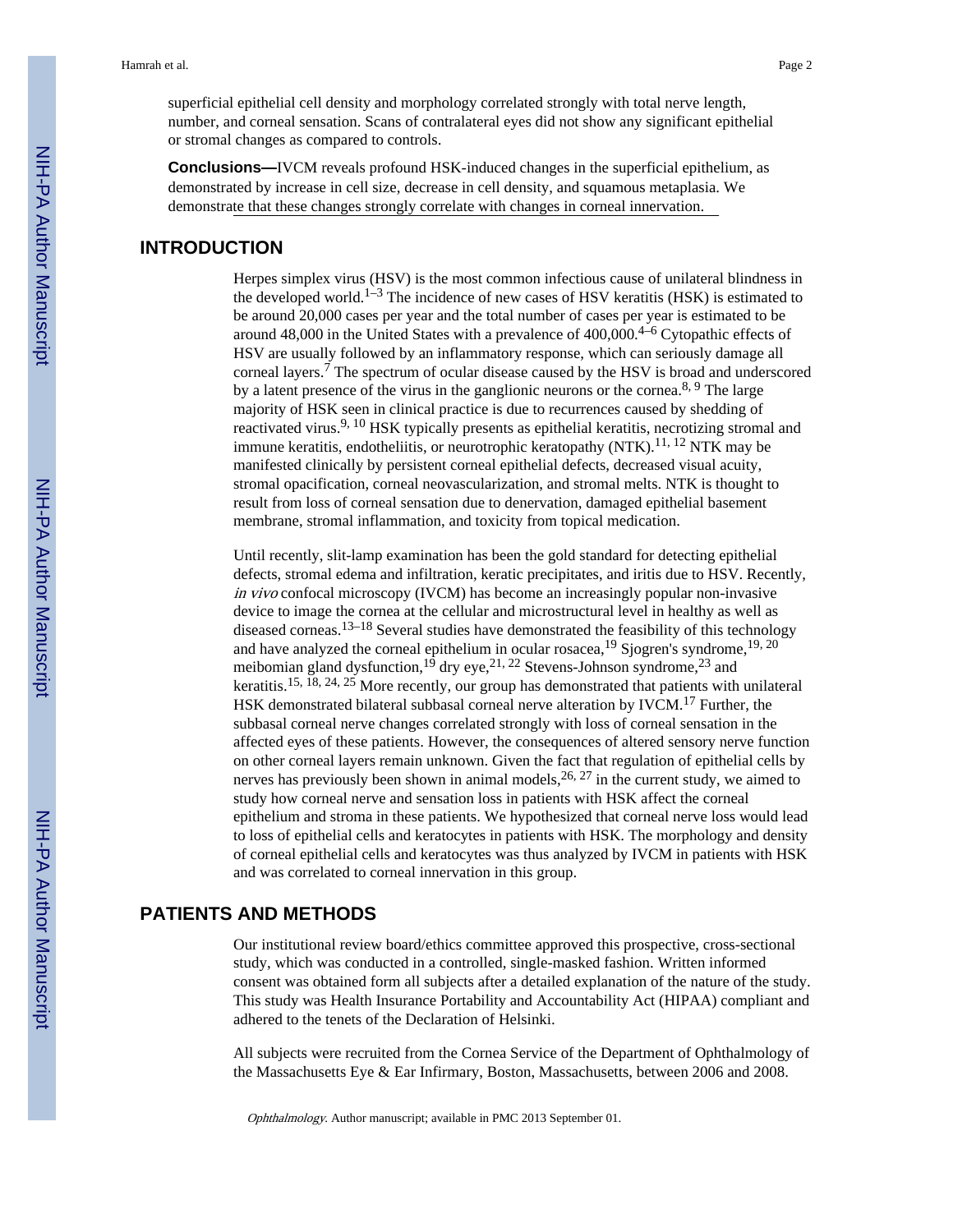superficial epithelial cell density and morphology correlated strongly with total nerve length, number, and corneal sensation. Scans of contralateral eyes did not show any significant epithelial or stromal changes as compared to controls.

**Conclusions—**IVCM reveals profound HSK-induced changes in the superficial epithelium, as demonstrated by increase in cell size, decrease in cell density, and squamous metaplasia. We demonstrate that these changes strongly correlate with changes in corneal innervation.

## INTRODUCTION

Herpes simplex virus (HSV) is the most common infectious cause of unilateral blindness in the developed world.[1–3] The incidence of new cases of HSV keratitis (HSK) is estimated to be around 20,000 cases per year and the total number of cases per year is estimated to be around 48,000 in the United States with a prevalence of 400,000.[4–6] Cytopathic effects of HSV are usually followed by an inflammatory response, which can seriously damage all corneal layers.[7] The spectrum of ocular disease caused by the HSV is broad and underscored by a latent presence of the virus in the ganglionic neurons or the cornea.[8, 9] The large majority of HSK seen in clinical practice is due to recurrences caused by shedding of reactivated virus.[9, 10] HSK typically presents as epithelial keratitis, necrotizing stromal and immune keratitis, endotheliitis, or neurotrophic keratopathy (NTK).[11, 12] NTK may be manifested clinically by persistent corneal epithelial defects, decreased visual acuity, stromal opacification, corneal neovascularization, and stromal melts. NTK is thought to result from loss of corneal sensation due to denervation, damaged epithelial basement membrane, stromal inflammation, and toxicity from topical medication.

Until recently, slit-lamp examination has been the gold standard for detecting epithelial defects, stromal edema and infiltration, keratic precipitates, and iritis due to HSV. Recently, *in vivo* confocal microscopy (IVCM) has become an increasingly popular non-invasive device to image the cornea at the cellular and microstructural level in healthy as well as diseased corneas.[13–18] Several studies have demonstrated the feasibility of this technology and have analyzed the corneal epithelium in ocular rosacea,[19] Sjogren's syndrome,[19, 20] meibomian gland dysfunction,[19] dry eye,[21, 22] Stevens-Johnson syndrome,[23] and keratitis.[15, 18, 24, 25] More recently, our group has demonstrated that patients with unilateral HSK demonstrated bilateral subbasal corneal nerve alteration by IVCM.[17] Further, the subbasal corneal nerve changes correlated strongly with loss of corneal sensation in the affected eyes of these patients. However, the consequences of altered sensory nerve function on other corneal layers remain unknown. Given the fact that regulation of epithelial cells by nerves has previously been shown in animal models,[26, 27] in the current study, we aimed to study how corneal nerve and sensation loss in patients with HSK affect the corneal epithelium and stroma in these patients. We hypothesized that corneal nerve loss would lead to loss of epithelial cells and keratocytes in patients with HSK. The morphology and density of corneal epithelial cells and keratocytes was thus analyzed by IVCM in patients with HSK and was correlated to corneal innervation in this group.

## PATIENTS AND METHODS

Our institutional review board/ethics committee approved this prospective, cross-sectional study, which was conducted in a controlled, single-masked fashion. Written informed consent was obtained form all subjects after a detailed explanation of the nature of the study. This study was Health Insurance Portability and Accountability Act (HIPAA) compliant and adhered to the tenets of the Declaration of Helsinki.

All subjects were recruited from the Cornea Service of the Department of Ophthalmology of the Massachusetts Eye & Ear Infirmary, Boston, Massachusetts, between 2006 and 2008.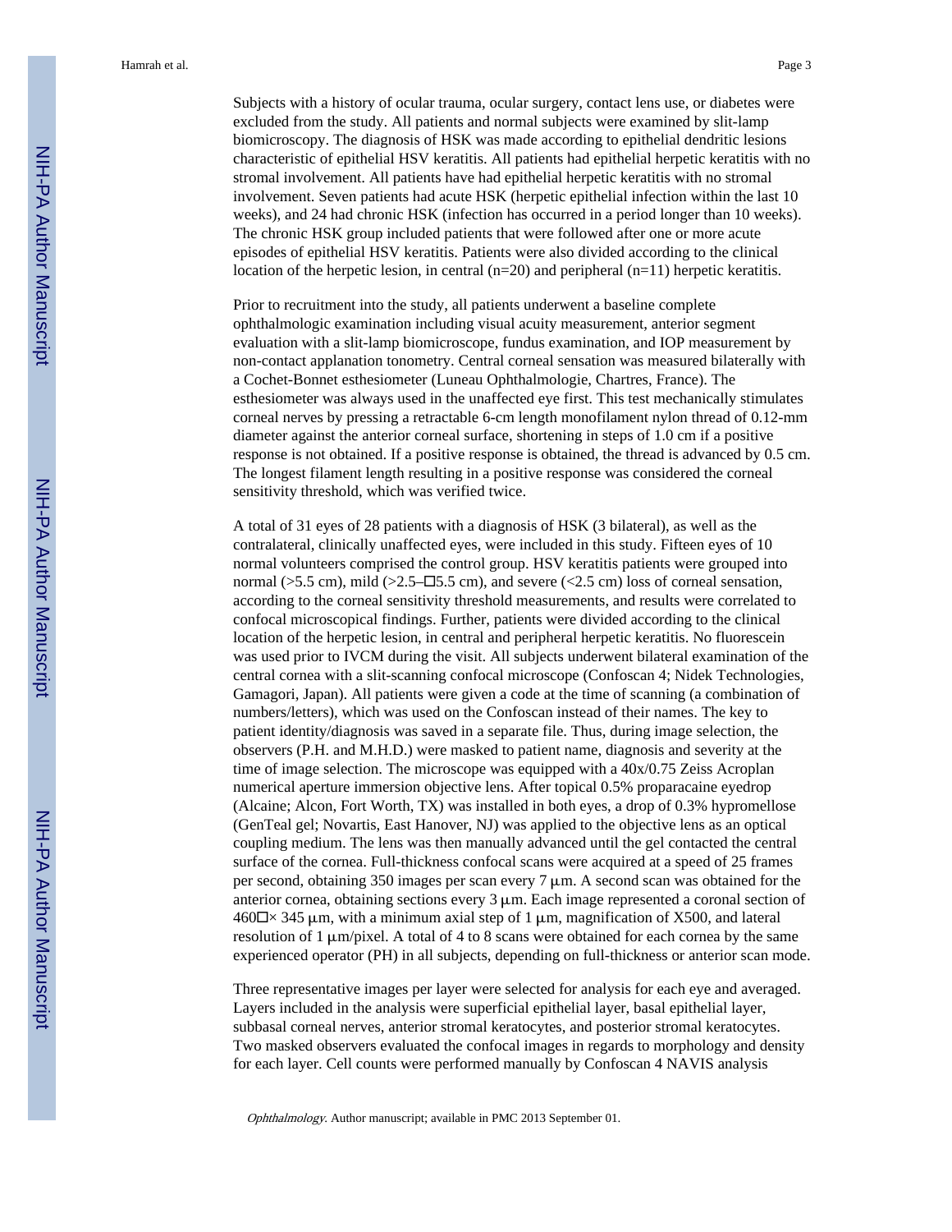Subjects with a history of ocular trauma, ocular surgery, contact lens use, or diabetes were excluded from the study. All patients and normal subjects were examined by slit-lamp biomicroscopy. The diagnosis of HSK was made according to epithelial dendritic lesions characteristic of epithelial HSV keratitis. All patients had epithelial herpetic keratitis with no stromal involvement. All patients have had epithelial herpetic keratitis with no stromal involvement. Seven patients had acute HSK (herpetic epithelial infection within the last 10 weeks), and 24 had chronic HSK (infection has occurred in a period longer than 10 weeks). The chronic HSK group included patients that were followed after one or more acute episodes of epithelial HSV keratitis. Patients were also divided according to the clinical location of the herpetic lesion, in central (n=20) and peripheral (n=11) herpetic keratitis.

Prior to recruitment into the study, all patients underwent a baseline complete ophthalmologic examination including visual acuity measurement, anterior segment evaluation with a slit-lamp biomicroscope, fundus examination, and IOP measurement by non-contact applanation tonometry. Central corneal sensation was measured bilaterally with a Cochet-Bonnet esthesiometer (Luneau Ophthalmologie, Chartres, France). The esthesiometer was always used in the unaffected eye first. This test mechanically stimulates corneal nerves by pressing a retractable 6-cm length monofilament nylon thread of 0.12-mm diameter against the anterior corneal surface, shortening in steps of 1.0 cm if a positive response is not obtained. If a positive response is obtained, the thread is advanced by 0.5 cm. The longest filament length resulting in a positive response was considered the corneal sensitivity threshold, which was verified twice.

A total of 31 eyes of 28 patients with a diagnosis of HSK (3 bilateral), as well as the contralateral, clinically unaffected eyes, were included in this study. Fifteen eyes of 10 normal volunteers comprised the control group. HSV keratitis patients were grouped into normal (>5.5 cm), mild (>2.5–□5.5 cm), and severe (<2.5 cm) loss of corneal sensation, according to the corneal sensitivity threshold measurements, and results were correlated to confocal microscopical findings. Further, patients were divided according to the clinical location of the herpetic lesion, in central and peripheral herpetic keratitis. No fluorescein was used prior to IVCM during the visit. All subjects underwent bilateral examination of the central cornea with a slit-scanning confocal microscope (Confoscan 4; Nidek Technologies, Gamagori, Japan). All patients were given a code at the time of scanning (a combination of numbers/letters), which was used on the Confoscan instead of their names. The key to patient identity/diagnosis was saved in a separate file. Thus, during image selection, the observers (P.H. and M.H.D.) were masked to patient name, diagnosis and severity at the time of image selection. The microscope was equipped with a 40x/0.75 Zeiss Acroplan numerical aperture immersion objective lens. After topical 0.5% proparacaine eyedrop (Alcaine; Alcon, Fort Worth, TX) was installed in both eyes, a drop of 0.3% hypromellose (GenTeal gel; Novartis, East Hanover, NJ) was applied to the objective lens as an optical coupling medium. The lens was then manually advanced until the gel contacted the central surface of the cornea. Full-thickness confocal scans were acquired at a speed of 25 frames per second, obtaining 350 images per scan every 7 μm. A second scan was obtained for the anterior cornea, obtaining sections every 3 μm. Each image represented a coronal section of 460□× 345 μm, with a minimum axial step of 1 μm, magnification of X500, and lateral resolution of 1 μm/pixel. A total of 4 to 8 scans were obtained for each cornea by the same experienced operator (PH) in all subjects, depending on full-thickness or anterior scan mode.

Three representative images per layer were selected for analysis for each eye and averaged. Layers included in the analysis were superficial epithelial layer, basal epithelial layer, subbasal corneal nerves, anterior stromal keratocytes, and posterior stromal keratocytes. Two masked observers evaluated the confocal images in regards to morphology and density for each layer. Cell counts were performed manually by Confoscan 4 NAVIS analysis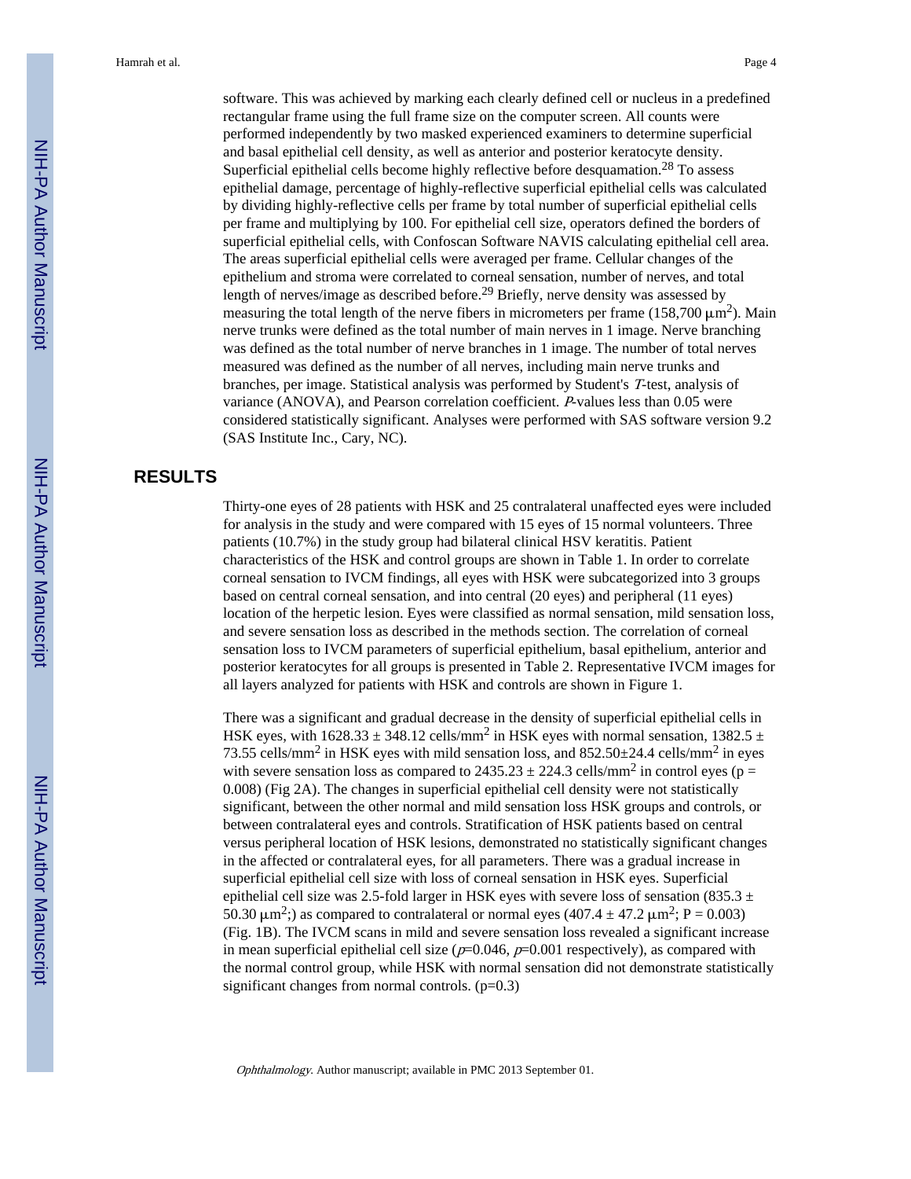software. This was achieved by marking each clearly defined cell or nucleus in a predefined rectangular frame using the full frame size on the computer screen. All counts were performed independently by two masked experienced examiners to determine superficial and basal epithelial cell density, as well as anterior and posterior keratocyte density. Superficial epithelial cells become highly reflective before desquamation.[28] To assess epithelial damage, percentage of highly-reflective superficial epithelial cells was calculated by dividing highly-reflective cells per frame by total number of superficial epithelial cells per frame and multiplying by 100. For epithelial cell size, operators defined the borders of superficial epithelial cells, with Confoscan Software NAVIS calculating epithelial cell area. The areas superficial epithelial cells were averaged per frame. Cellular changes of the epithelium and stroma were correlated to corneal sensation, number of nerves, and total length of nerves/image as described before.[29] Briefly, nerve density was assessed by measuring the total length of the nerve fibers in micrometers per frame (158,700 $\mu m^2$). Main nerve trunks were defined as the total number of main nerves in 1 image. Nerve branching was defined as the total number of nerve branches in 1 image. The number of total nerves measured was defined as the number of all nerves, including main nerve trunks and branches, per image. Statistical analysis was performed by Student's *T*-test, analysis of variance (ANOVA), and Pearson correlation coefficient. *P*-values less than 0.05 were considered statistically significant. Analyses were performed with SAS software version 9.2 (SAS Institute Inc., Cary, NC).

## RESULTS

Thirty-one eyes of 28 patients with HSK and 25 contralateral unaffected eyes were included for analysis in the study and were compared with 15 eyes of 15 normal volunteers. Three patients (10.7%) in the study group had bilateral clinical HSV keratitis. Patient characteristics of the HSK and control groups are shown in Table 1. In order to correlate corneal sensation to IVCM findings, all eyes with HSK were subcategorized into 3 groups based on central corneal sensation, and into central (20 eyes) and peripheral (11 eyes) location of the herpetic lesion. Eyes were classified as normal sensation, mild sensation loss, and severe sensation loss as described in the methods section. The correlation of corneal sensation loss to IVCM parameters of superficial epithelium, basal epithelium, anterior and posterior keratocytes for all groups is presented in Table 2. Representative IVCM images for all layers analyzed for patients with HSK and controls are shown in Figure 1.

There was a significant and gradual decrease in the density of superficial epithelial cells in HSK eyes, with 1628.33 ± 348.12 cells/mm$^2$ in HSK eyes with normal sensation, 1382.5 ± 73.55 cells/mm$^2$ in HSK eyes with mild sensation loss, and 852.50±24.4 cells/mm$^2$ in eyes with severe sensation loss as compared to 2435.23 ± 224.3 cells/mm$^2$ in control eyes ($p = 0.008$) (Fig 2A). The changes in superficial epithelial cell density were not statistically significant, between the other normal and mild sensation loss HSK groups and controls, or between contralateral eyes and controls. Stratification of HSK patients based on central versus peripheral location of HSK lesions, demonstrated no statistically significant changes in the affected or contralateral eyes, for all parameters. There was a gradual increase in superficial epithelial cell size with loss of corneal sensation in HSK eyes. Superficial epithelial cell size was 2.5-fold larger in HSK eyes with severe loss of sensation (835.3 ± 50.30 $\mu m^2$;) as compared to contralateral or normal eyes (407.4 ± 47.2 $\mu m^2$; $P = 0.003$) (Fig. 1B). The IVCM scans in mild and severe sensation loss revealed a significant increase in mean superficial epithelial cell size ($p$=0.046, $p$=0.001 respectively), as compared with the normal control group, while HSK with normal sensation did not demonstrate statistically significant changes from normal controls. ($p$=0.3)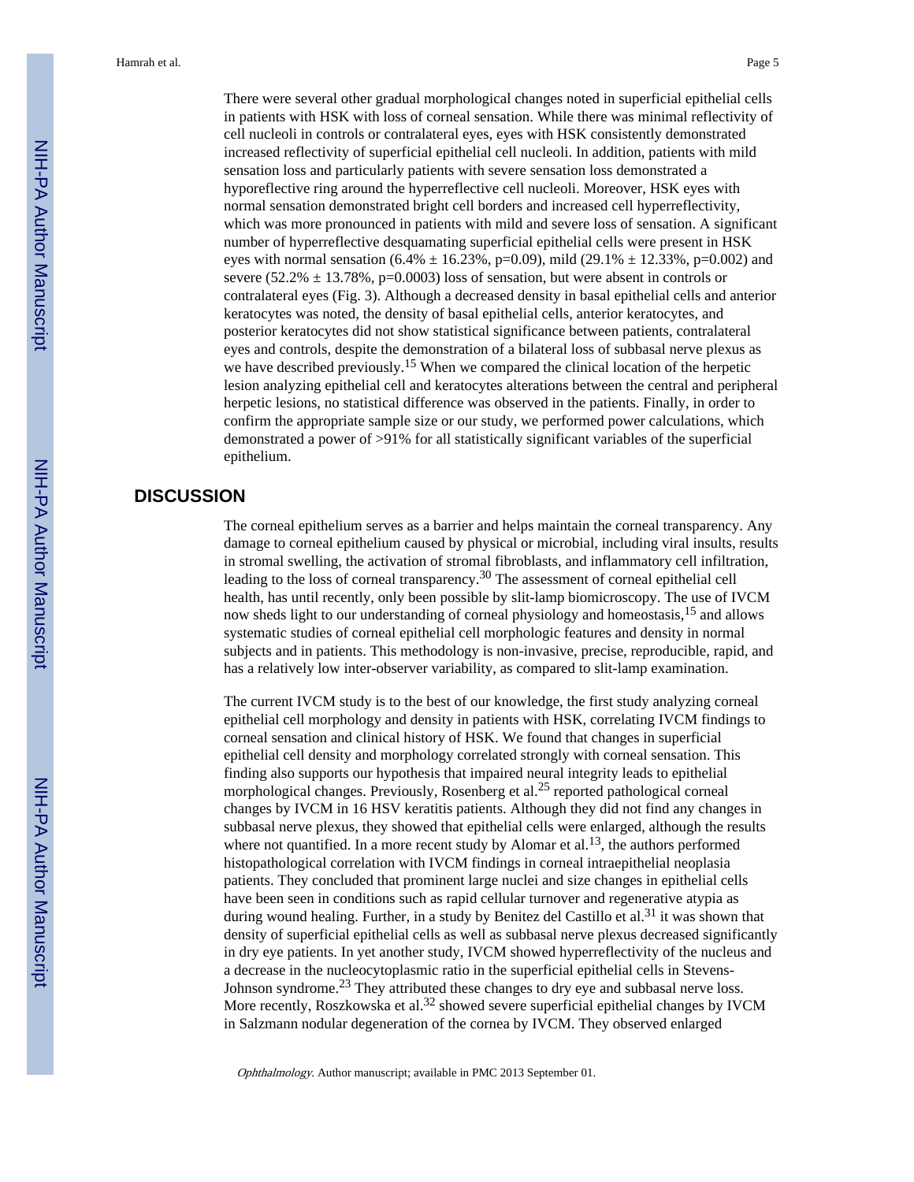There were several other gradual morphological changes noted in superficial epithelial cells in patients with HSK with loss of corneal sensation. While there was minimal reflectivity of cell nucleoli in controls or contralateral eyes, eyes with HSK consistently demonstrated increased reflectivity of superficial epithelial cell nucleoli. In addition, patients with mild sensation loss and particularly patients with severe sensation loss demonstrated a hyporeflective ring around the hyperreflective cell nucleoli. Moreover, HSK eyes with normal sensation demonstrated bright cell borders and increased cell hyperreflectivity, which was more pronounced in patients with mild and severe loss of sensation. A significant number of hyperreflective desquamating superficial epithelial cells were present in HSK eyes with normal sensation (6.4% ± 16.23%, p=0.09), mild (29.1% ± 12.33%, p=0.002) and severe (52.2% ± 13.78%, p=0.0003) loss of sensation, but were absent in controls or contralateral eyes (Fig. 3). Although a decreased density in basal epithelial cells and anterior keratocytes was noted, the density of basal epithelial cells, anterior keratocytes, and posterior keratocytes did not show statistical significance between patients, contralateral eyes and controls, despite the demonstration of a bilateral loss of subbasal nerve plexus as we have described previously.[15] When we compared the clinical location of the herpetic lesion analyzing epithelial cell and keratocytes alterations between the central and peripheral herpetic lesions, no statistical difference was observed in the patients. Finally, in order to confirm the appropriate sample size or our study, we performed power calculations, which demonstrated a power of >91% for all statistically significant variables of the superficial epithelium.

## DISCUSSION

The corneal epithelium serves as a barrier and helps maintain the corneal transparency. Any damage to corneal epithelium caused by physical or microbial, including viral insults, results in stromal swelling, the activation of stromal fibroblasts, and inflammatory cell infiltration, leading to the loss of corneal transparency.[30] The assessment of corneal epithelial cell health, has until recently, only been possible by slit-lamp biomicroscopy. The use of IVCM now sheds light to our understanding of corneal physiology and homeostasis,[15] and allows systematic studies of corneal epithelial cell morphologic features and density in normal subjects and in patients. This methodology is non-invasive, precise, reproducible, rapid, and has a relatively low inter-observer variability, as compared to slit-lamp examination.

The current IVCM study is to the best of our knowledge, the first study analyzing corneal epithelial cell morphology and density in patients with HSK, correlating IVCM findings to corneal sensation and clinical history of HSK. We found that changes in superficial epithelial cell density and morphology correlated strongly with corneal sensation. This finding also supports our hypothesis that impaired neural integrity leads to epithelial morphological changes. Previously, Rosenberg et al.[25] reported pathological corneal changes by IVCM in 16 HSV keratitis patients. Although they did not find any changes in subbasal nerve plexus, they showed that epithelial cells were enlarged, although the results where not quantified. In a more recent study by Alomar et al.[13], the authors performed histopathological correlation with IVCM findings in corneal intraepithelial neoplasia patients. They concluded that prominent large nuclei and size changes in epithelial cells have been seen in conditions such as rapid cellular turnover and regenerative atypia as during wound healing. Further, in a study by Benitez del Castillo et al.[31] it was shown that density of superficial epithelial cells as well as subbasal nerve plexus decreased significantly in dry eye patients. In yet another study, IVCM showed hyperreflectivity of the nucleus and a decrease in the nucleocytoplasmic ratio in the superficial epithelial cells in Stevens-Johnson syndrome.[23] They attributed these changes to dry eye and subbasal nerve loss. More recently, Roszkowska et al.[32] showed severe superficial epithelial changes by IVCM in Salzmann nodular degeneration of the cornea by IVCM. They observed enlarged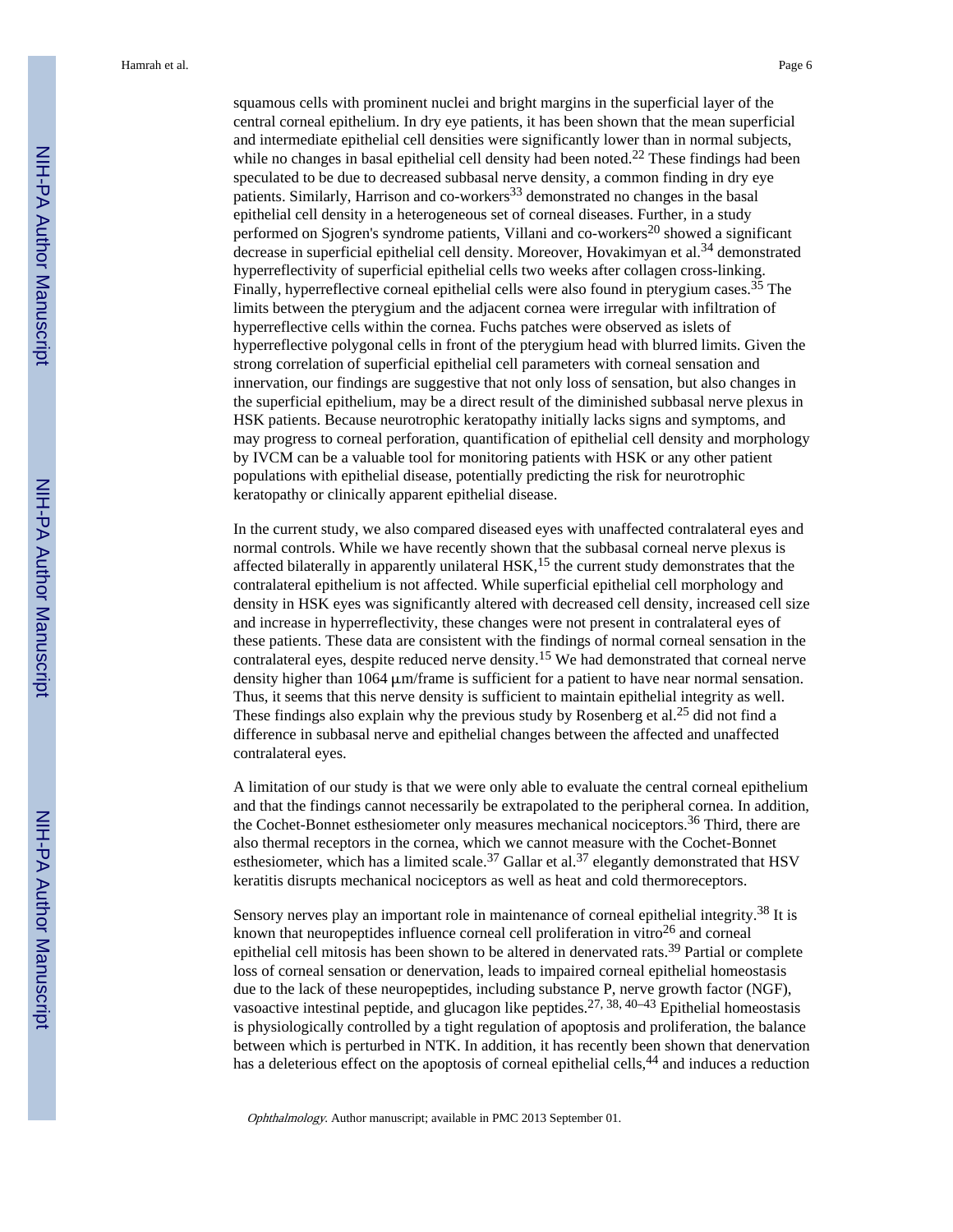squamous cells with prominent nuclei and bright margins in the superficial layer of the central corneal epithelium. In dry eye patients, it has been shown that the mean superficial and intermediate epithelial cell densities were significantly lower than in normal subjects, while no changes in basal epithelial cell density had been noted.[22] These findings had been speculated to be due to decreased subbasal nerve density, a common finding in dry eye patients. Similarly, Harrison and co-workers[33] demonstrated no changes in the basal epithelial cell density in a heterogeneous set of corneal diseases. Further, in a study performed on Sjogren's syndrome patients, Villani and co-workers[20] showed a significant decrease in superficial epithelial cell density. Moreover, Hovakimyan et al.[34] demonstrated hyperreflectivity of superficial epithelial cells two weeks after collagen cross-linking. Finally, hyperreflective corneal epithelial cells were also found in pterygium cases.[35] The limits between the pterygium and the adjacent cornea were irregular with infiltration of hyperreflective cells within the cornea. Fuchs patches were observed as islets of hyperreflective polygonal cells in front of the pterygium head with blurred limits. Given the strong correlation of superficial epithelial cell parameters with corneal sensation and innervation, our findings are suggestive that not only loss of sensation, but also changes in the superficial epithelium, may be a direct result of the diminished subbasal nerve plexus in HSK patients. Because neurotrophic keratopathy initially lacks signs and symptoms, and may progress to corneal perforation, quantification of epithelial cell density and morphology by IVCM can be a valuable tool for monitoring patients with HSK or any other patient populations with epithelial disease, potentially predicting the risk for neurotrophic keratopathy or clinically apparent epithelial disease.

In the current study, we also compared diseased eyes with unaffected contralateral eyes and normal controls. While we have recently shown that the subbasal corneal nerve plexus is affected bilaterally in apparently unilateral HSK,[15] the current study demonstrates that the contralateral epithelium is not affected. While superficial epithelial cell morphology and density in HSK eyes was significantly altered with decreased cell density, increased cell size and increase in hyperreflectivity, these changes were not present in contralateral eyes of these patients. These data are consistent with the findings of normal corneal sensation in the contralateral eyes, despite reduced nerve density.[15] We had demonstrated that corneal nerve density higher than 1064 μm/frame is sufficient for a patient to have near normal sensation. Thus, it seems that this nerve density is sufficient to maintain epithelial integrity as well. These findings also explain why the previous study by Rosenberg et al.[25] did not find a difference in subbasal nerve and epithelial changes between the affected and unaffected contralateral eyes.

A limitation of our study is that we were only able to evaluate the central corneal epithelium and that the findings cannot necessarily be extrapolated to the peripheral cornea. In addition, the Cochet-Bonnet esthesiometer only measures mechanical nociceptors.[36] Third, there are also thermal receptors in the cornea, which we cannot measure with the Cochet-Bonnet esthesiometer, which has a limited scale.[37] Gallar et al.[37] elegantly demonstrated that HSV keratitis disrupts mechanical nociceptors as well as heat and cold thermoreceptors.

Sensory nerves play an important role in maintenance of corneal epithelial integrity.[38] It is known that neuropeptides influence corneal cell proliferation in vitro[26] and corneal epithelial cell mitosis has been shown to be altered in denervated rats.[39] Partial or complete loss of corneal sensation or denervation, leads to impaired corneal epithelial homeostasis due to the lack of these neuropeptides, including substance P, nerve growth factor (NGF), vasoactive intestinal peptide, and glucagon like peptides.[27, 38, 40–43] Epithelial homeostasis is physiologically controlled by a tight regulation of apoptosis and proliferation, the balance between which is perturbed in NTK. In addition, it has recently been shown that denervation has a deleterious effect on the apoptosis of corneal epithelial cells,[44] and induces a reduction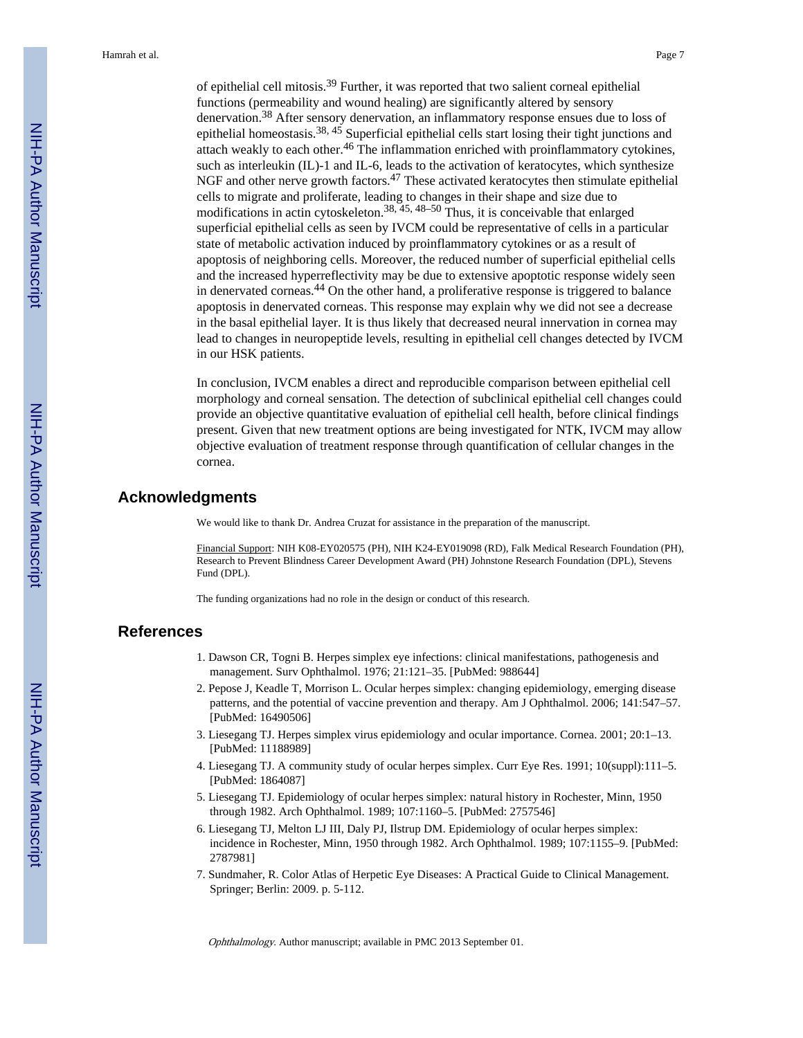of epithelial cell mitosis.[39] Further, it was reported that two salient corneal epithelial functions (permeability and wound healing) are significantly altered by sensory denervation.[38] After sensory denervation, an inflammatory response ensues due to loss of epithelial homeostasis.[38, 45] Superficial epithelial cells start losing their tight junctions and attach weakly to each other.[46] The inflammation enriched with proinflammatory cytokines, such as interleukin (IL)-1 and IL-6, leads to the activation of keratocytes, which synthesize NGF and other nerve growth factors.[47] These activated keratocytes then stimulate epithelial cells to migrate and proliferate, leading to changes in their shape and size due to modifications in actin cytoskeleton.[38, 45, 48–50] Thus, it is conceivable that enlarged superficial epithelial cells as seen by IVCM could be representative of cells in a particular state of metabolic activation induced by proinflammatory cytokines or as a result of apoptosis of neighboring cells. Moreover, the reduced number of superficial epithelial cells and the increased hyperreflectivity may be due to extensive apoptotic response widely seen in denervated corneas.[44] On the other hand, a proliferative response is triggered to balance apoptosis in denervated corneas. This response may explain why we did not see a decrease in the basal epithelial layer. It is thus likely that decreased neural innervation in cornea may lead to changes in neuropeptide levels, resulting in epithelial cell changes detected by IVCM in our HSK patients.

In conclusion, IVCM enables a direct and reproducible comparison between epithelial cell morphology and corneal sensation. The detection of subclinical epithelial cell changes could provide an objective quantitative evaluation of epithelial cell health, before clinical findings present. Given that new treatment options are being investigated for NTK, IVCM may allow objective evaluation of treatment response through quantification of cellular changes in the cornea.

## Acknowledgments

We would like to thank Dr. Andrea Cruzat for assistance in the preparation of the manuscript.

Financial Support: NIH K08-EY020575 (PH), NIH K24-EY019098 (RD), Falk Medical Research Foundation (PH), Research to Prevent Blindness Career Development Award (PH) Johnstone Research Foundation (DPL), Stevens Fund (DPL).

The funding organizations had no role in the design or conduct of this research.

## References

1. Dawson CR, Togni B. Herpes simplex eye infections: clinical manifestations, pathogenesis and management. Surv Ophthalmol. 1976; 21:121–35. [PubMed: 988644]
2. Pepose J, Keadle T, Morrison L. Ocular herpes simplex: changing epidemiology, emerging disease patterns, and the potential of vaccine prevention and therapy. Am J Ophthalmol. 2006; 141:547–57. [PubMed: 16490506]
3. Liesegang TJ. Herpes simplex virus epidemiology and ocular importance. Cornea. 2001; 20:1–13. [PubMed: 11188989]
4. Liesegang TJ. A community study of ocular herpes simplex. Curr Eye Res. 1991; 10(suppl):111–5. [PubMed: 1864087]
5. Liesegang TJ. Epidemiology of ocular herpes simplex: natural history in Rochester, Minn, 1950 through 1982. Arch Ophthalmol. 1989; 107:1160–5. [PubMed: 2757546]
6. Liesegang TJ, Melton LJ III, Daly PJ, Ilstrup DM. Epidemiology of ocular herpes simplex: incidence in Rochester, Minn, 1950 through 1982. Arch Ophthalmol. 1989; 107:1155–9. [PubMed: 2787981]
7. Sundmaher, R. Color Atlas of Herpetic Eye Diseases: A Practical Guide to Clinical Management. Springer; Berlin: 2009. p. 5-112.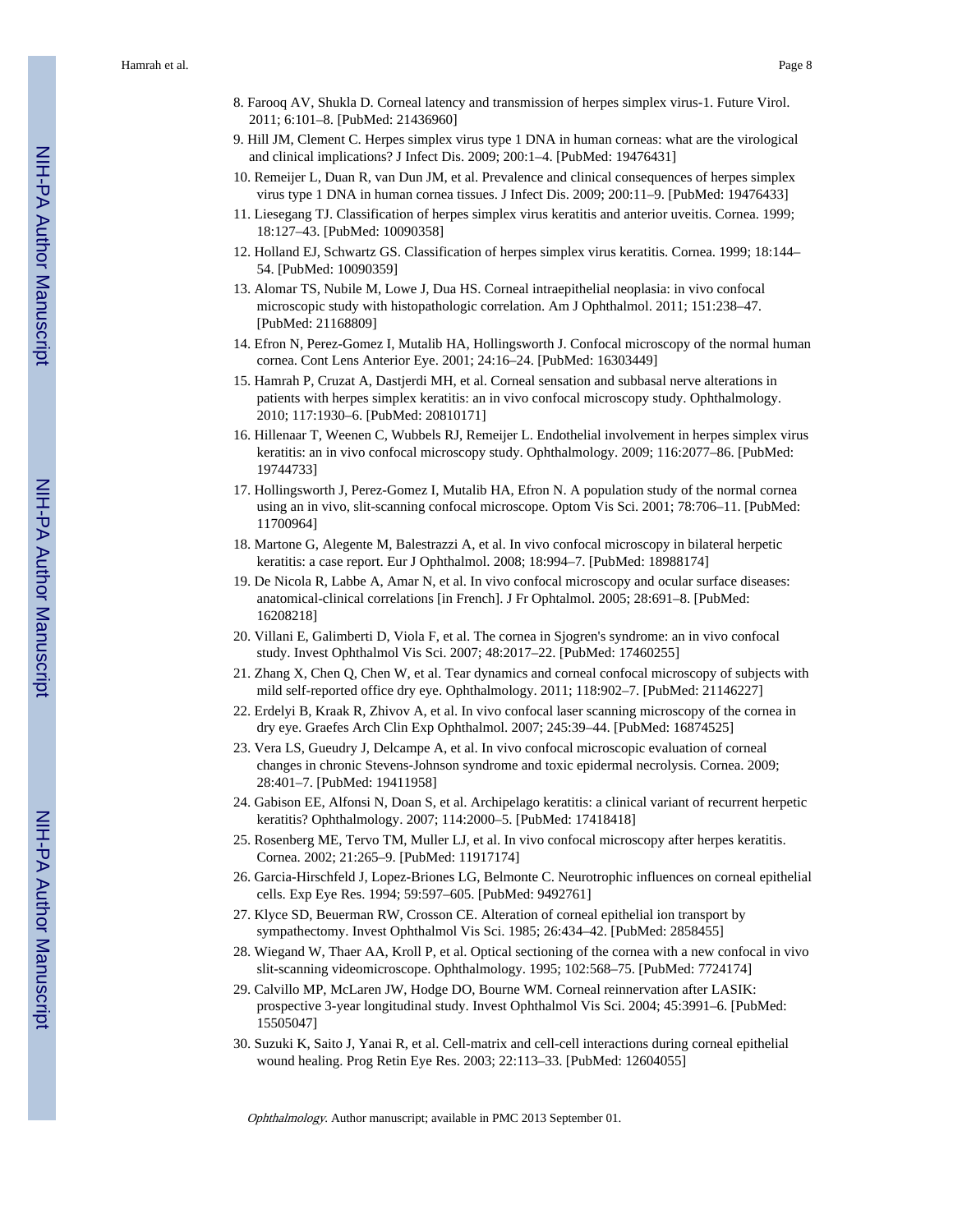8. Farooq AV, Shukla D. Corneal latency and transmission of herpes simplex virus-1. Future Virol. 2011; 6:101–8. [PubMed: 21436960]
9. Hill JM, Clement C. Herpes simplex virus type 1 DNA in human corneas: what are the virological and clinical implications? J Infect Dis. 2009; 200:1–4. [PubMed: 19476431]
10. Remeijer L, Duan R, van Dun JM, et al. Prevalence and clinical consequences of herpes simplex virus type 1 DNA in human cornea tissues. J Infect Dis. 2009; 200:11–9. [PubMed: 19476433]
11. Liesegang TJ. Classification of herpes simplex virus keratitis and anterior uveitis. Cornea. 1999; 18:127–43. [PubMed: 10090358]
12. Holland EJ, Schwartz GS. Classification of herpes simplex virus keratitis. Cornea. 1999; 18:144–54. [PubMed: 10090359]
13. Alomar TS, Nubile M, Lowe J, Dua HS. Corneal intraepithelial neoplasia: in vivo confocal microscopic study with histopathologic correlation. Am J Ophthalmol. 2011; 151:238–47. [PubMed: 21168809]
14. Efron N, Perez-Gomez I, Mutalib HA, Hollingsworth J. Confocal microscopy of the normal human cornea. Cont Lens Anterior Eye. 2001; 24:16–24. [PubMed: 16303449]
15. Hamrah P, Cruzat A, Dastjerdi MH, et al. Corneal sensation and subbasal nerve alterations in patients with herpes simplex keratitis: an in vivo confocal microscopy study. Ophthalmology. 2010; 117:1930–6. [PubMed: 20810171]
16. Hillenaar T, Weenen C, Wubbels RJ, Remeijer L. Endothelial involvement in herpes simplex virus keratitis: an in vivo confocal microscopy study. Ophthalmology. 2009; 116:2077–86. [PubMed: 19744733]
17. Hollingsworth J, Perez-Gomez I, Mutalib HA, Efron N. A population study of the normal cornea using an in vivo, slit-scanning confocal microscope. Optom Vis Sci. 2001; 78:706–11. [PubMed: 11700964]
18. Martone G, Alegente M, Balestrazzi A, et al. In vivo confocal microscopy in bilateral herpetic keratitis: a case report. Eur J Ophthalmol. 2008; 18:994–7. [PubMed: 18988174]
19. De Nicola R, Labbe A, Amar N, et al. In vivo confocal microscopy and ocular surface diseases: anatomical-clinical correlations [in French]. J Fr Ophtalmol. 2005; 28:691–8. [PubMed: 16208218]
20. Villani E, Galimberti D, Viola F, et al. The cornea in Sjogren's syndrome: an in vivo confocal study. Invest Ophthalmol Vis Sci. 2007; 48:2017–22. [PubMed: 17460255]
21. Zhang X, Chen Q, Chen W, et al. Tear dynamics and corneal confocal microscopy of subjects with mild self-reported office dry eye. Ophthalmology. 2011; 118:902–7. [PubMed: 21146227]
22. Erdelyi B, Kraak R, Zhivov A, et al. In vivo confocal laser scanning microscopy of the cornea in dry eye. Graefes Arch Clin Exp Ophthalmol. 2007; 245:39–44. [PubMed: 16874525]
23. Vera LS, Gueudry J, Delcampe A, et al. In vivo confocal microscopic evaluation of corneal changes in chronic Stevens-Johnson syndrome and toxic epidermal necrolysis. Cornea. 2009; 28:401–7. [PubMed: 19411958]
24. Gabison EE, Alfonsi N, Doan S, et al. Archipelago keratitis: a clinical variant of recurrent herpetic keratitis? Ophthalmology. 2007; 114:2000–5. [PubMed: 17418418]
25. Rosenberg ME, Tervo TM, Muller LJ, et al. In vivo confocal microscopy after herpes keratitis. Cornea. 2002; 21:265–9. [PubMed: 11917174]
26. Garcia-Hirschfeld J, Lopez-Briones LG, Belmonte C. Neurotrophic influences on corneal epithelial cells. Exp Eye Res. 1994; 59:597–605. [PubMed: 9492761]
27. Klyce SD, Beuerman RW, Crosson CE. Alteration of corneal epithelial ion transport by sympathectomy. Invest Ophthalmol Vis Sci. 1985; 26:434–42. [PubMed: 2858455]
28. Wiegand W, Thaer AA, Kroll P, et al. Optical sectioning of the cornea with a new confocal in vivo slit-scanning videomicroscope. Ophthalmology. 1995; 102:568–75. [PubMed: 7724174]
29. Calvillo MP, McLaren JW, Hodge DO, Bourne WM. Corneal reinnervation after LASIK: prospective 3-year longitudinal study. Invest Ophthalmol Vis Sci. 2004; 45:3991–6. [PubMed: 15505047]
30. Suzuki K, Saito J, Yanai R, et al. Cell-matrix and cell-cell interactions during corneal epithelial wound healing. Prog Retin Eye Res. 2003; 22:113–33. [PubMed: 12604055]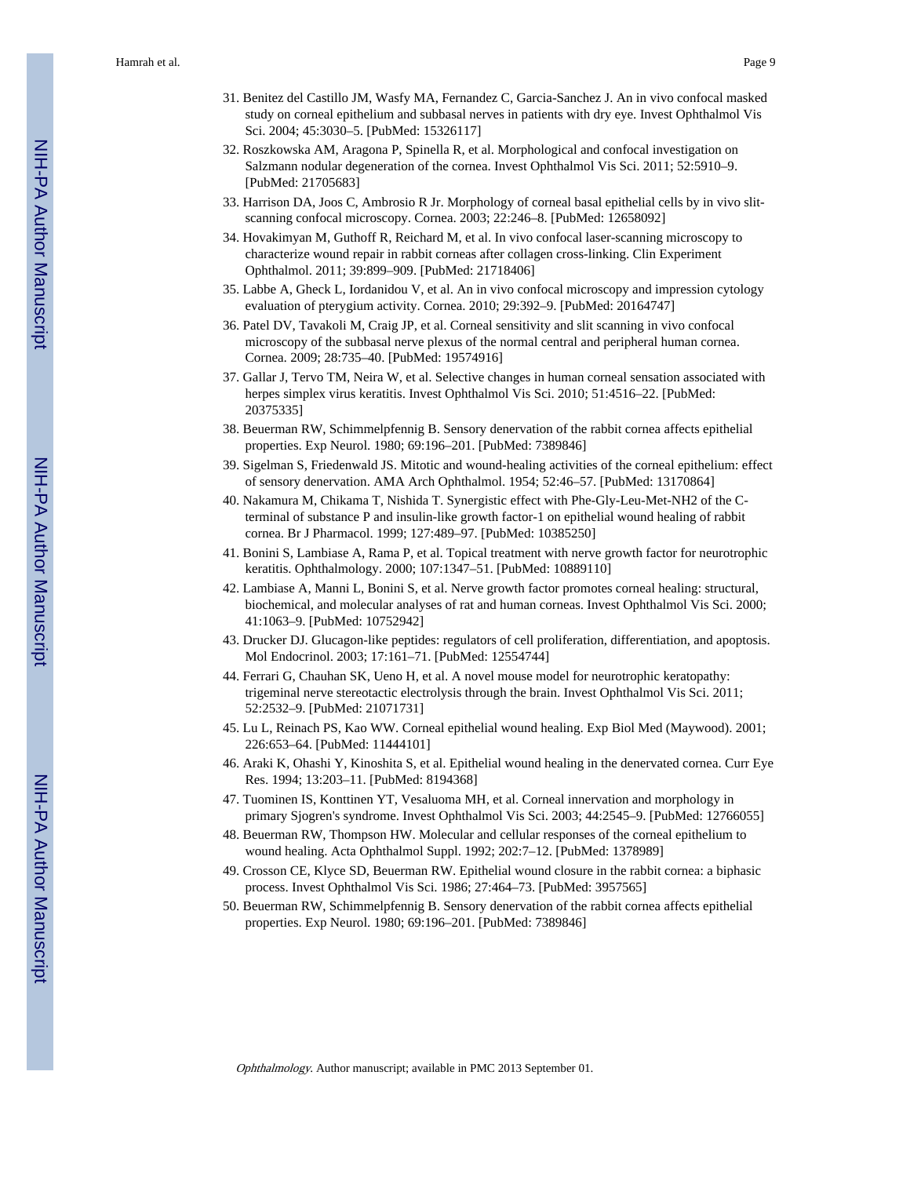31. Benitez del Castillo JM, Wasfy MA, Fernandez C, Garcia-Sanchez J. An in vivo confocal masked study on corneal epithelium and subbasal nerves in patients with dry eye. Invest Ophthalmol Vis Sci. 2004; 45:3030–5. [PubMed: 15326117]
32. Roszkowska AM, Aragona P, Spinella R, et al. Morphological and confocal investigation on Salzmann nodular degeneration of the cornea. Invest Ophthalmol Vis Sci. 2011; 52:5910–9. [PubMed: 21705683]
33. Harrison DA, Joos C, Ambrosio R Jr. Morphology of corneal basal epithelial cells by in vivo slit-scanning confocal microscopy. Cornea. 2003; 22:246–8. [PubMed: 12658092]
34. Hovakimyan M, Guthoff R, Reichard M, et al. In vivo confocal laser-scanning microscopy to characterize wound repair in rabbit corneas after collagen cross-linking. Clin Experiment Ophthalmol. 2011; 39:899–909. [PubMed: 21718406]
35. Labbe A, Gheck L, Iordanidou V, et al. An in vivo confocal microscopy and impression cytology evaluation of pterygium activity. Cornea. 2010; 29:392–9. [PubMed: 20164747]
36. Patel DV, Tavakoli M, Craig JP, et al. Corneal sensitivity and slit scanning in vivo confocal microscopy of the subbasal nerve plexus of the normal central and peripheral human cornea. Cornea. 2009; 28:735–40. [PubMed: 19574916]
37. Gallar J, Tervo TM, Neira W, et al. Selective changes in human corneal sensation associated with herpes simplex virus keratitis. Invest Ophthalmol Vis Sci. 2010; 51:4516–22. [PubMed: 20375335]
38. Beuerman RW, Schimmelpfennig B. Sensory denervation of the rabbit cornea affects epithelial properties. Exp Neurol. 1980; 69:196–201. [PubMed: 7389846]
39. Sigelman S, Friedenwald JS. Mitotic and wound-healing activities of the corneal epithelium: effect of sensory denervation. AMA Arch Ophthalmol. 1954; 52:46–57. [PubMed: 13170864]
40. Nakamura M, Chikama T, Nishida T. Synergistic effect with Phe-Gly-Leu-Met-NH2 of the C-terminal of substance P and insulin-like growth factor-1 on epithelial wound healing of rabbit cornea. Br J Pharmacol. 1999; 127:489–97. [PubMed: 10385250]
41. Bonini S, Lambiase A, Rama P, et al. Topical treatment with nerve growth factor for neurotrophic keratitis. Ophthalmology. 2000; 107:1347–51. [PubMed: 10889110]
42. Lambiase A, Manni L, Bonini S, et al. Nerve growth factor promotes corneal healing: structural, biochemical, and molecular analyses of rat and human corneas. Invest Ophthalmol Vis Sci. 2000; 41:1063–9. [PubMed: 10752942]
43. Drucker DJ. Glucagon-like peptides: regulators of cell proliferation, differentiation, and apoptosis. Mol Endocrinol. 2003; 17:161–71. [PubMed: 12554744]
44. Ferrari G, Chauhan SK, Ueno H, et al. A novel mouse model for neurotrophic keratopathy: trigeminal nerve stereotactic electrolysis through the brain. Invest Ophthalmol Vis Sci. 2011; 52:2532–9. [PubMed: 21071731]
45. Lu L, Reinach PS, Kao WW. Corneal epithelial wound healing. Exp Biol Med (Maywood). 2001; 226:653–64. [PubMed: 11444101]
46. Araki K, Ohashi Y, Kinoshita S, et al. Epithelial wound healing in the denervated cornea. Curr Eye Res. 1994; 13:203–11. [PubMed: 8194368]
47. Tuominen IS, Konttinen YT, Vesaluoma MH, et al. Corneal innervation and morphology in primary Sjogren's syndrome. Invest Ophthalmol Vis Sci. 2003; 44:2545–9. [PubMed: 12766055]
48. Beuerman RW, Thompson HW. Molecular and cellular responses of the corneal epithelium to wound healing. Acta Ophthalmol Suppl. 1992; 202:7–12. [PubMed: 1378989]
49. Crosson CE, Klyce SD, Beuerman RW. Epithelial wound closure in the rabbit cornea: a biphasic process. Invest Ophthalmol Vis Sci. 1986; 27:464–73. [PubMed: 3957565]
50. Beuerman RW, Schimmelpfennig B. Sensory denervation of the rabbit cornea affects epithelial properties. Exp Neurol. 1980; 69:196–201. [PubMed: 7389846]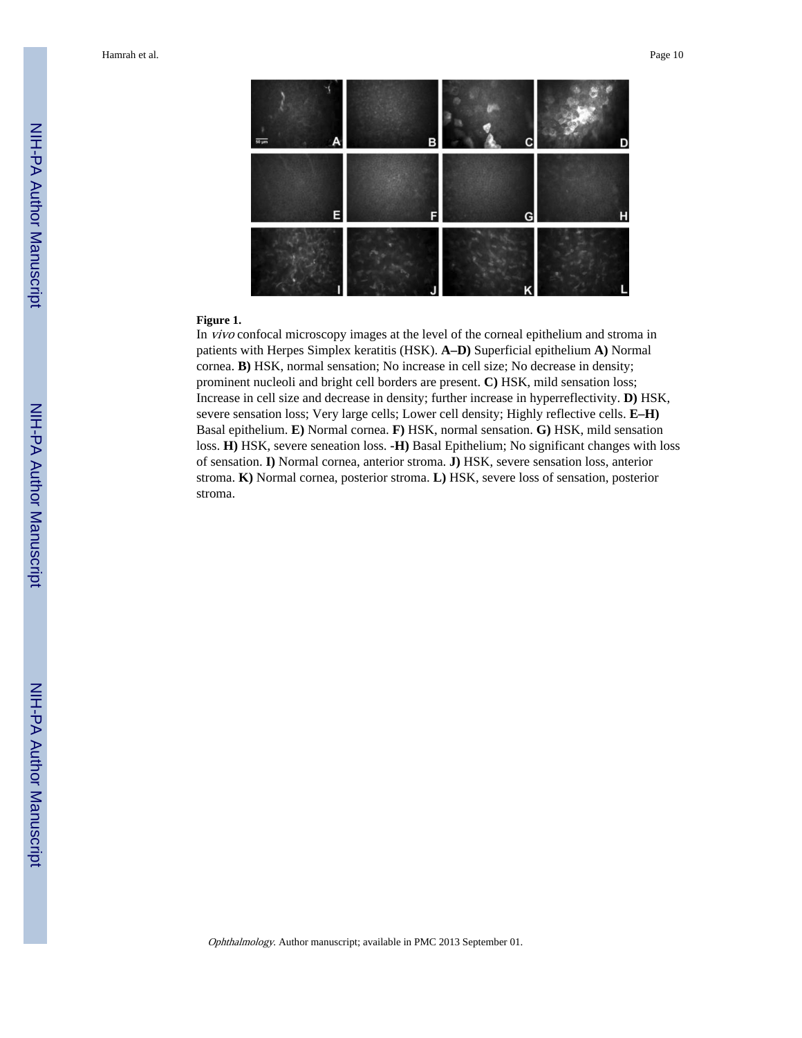**Figure 1.**

In *vivo* confocal microscopy images at the level of the corneal epithelium and stroma in patients with Herpes Simplex keratitis (HSK). **A–D)** Superficial epithelium **A)** Normal cornea. **B)** HSK, normal sensation; No increase in cell size; No decrease in density; prominent nucleoli and bright cell borders are present. **C)** HSK, mild sensation loss; Increase in cell size and decrease in density; further increase in hyperreflectivity. **D)** HSK, severe sensation loss; Very large cells; Lower cell density; Highly reflective cells. **E–H)** Basal epithelium. **E)** Normal cornea. **F)** HSK, normal sensation. **G)** HSK, mild sensation loss. **H)** HSK, severe seneation loss. **-H)** Basal Epithelium; No significant changes with loss of sensation. **I)** Normal cornea, anterior stroma. **J)** HSK, severe sensation loss, anterior stroma. **K)** Normal cornea, posterior stroma. **L)** HSK, severe loss of sensation, posterior stroma.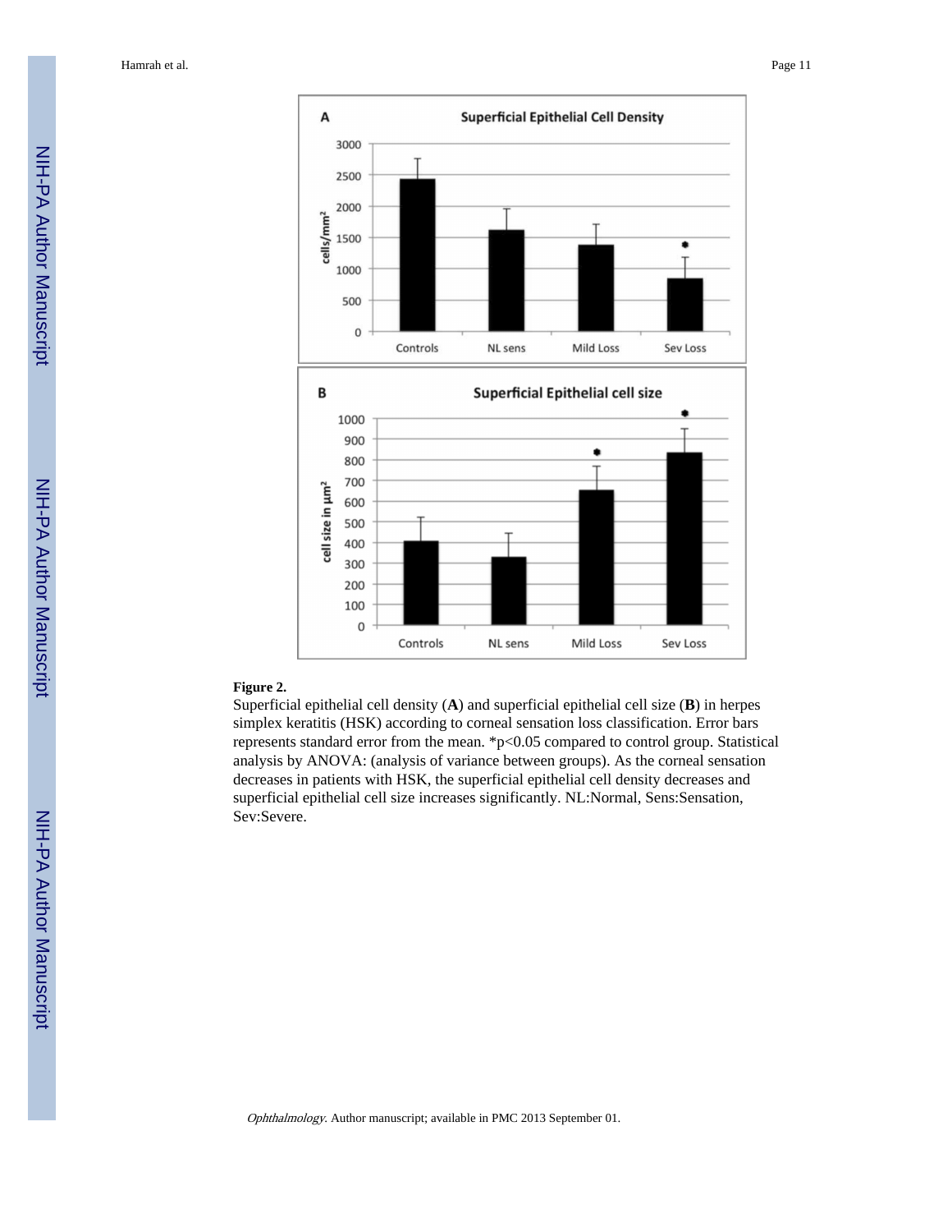**Figure 2.**

Superficial epithelial cell density (**A**) and superficial epithelial cell size (**B**) in herpes simplex keratitis (HSK) according to corneal sensation loss classification. Error bars represents standard error from the mean. *$p<0.05$ compared to control group. Statistical analysis by ANOVA: (analysis of variance between groups). As the corneal sensation decreases in patients with HSK, the superficial epithelial cell density decreases and superficial epithelial cell size increases significantly. NL:Normal, Sens:Sensation, Sev:Severe.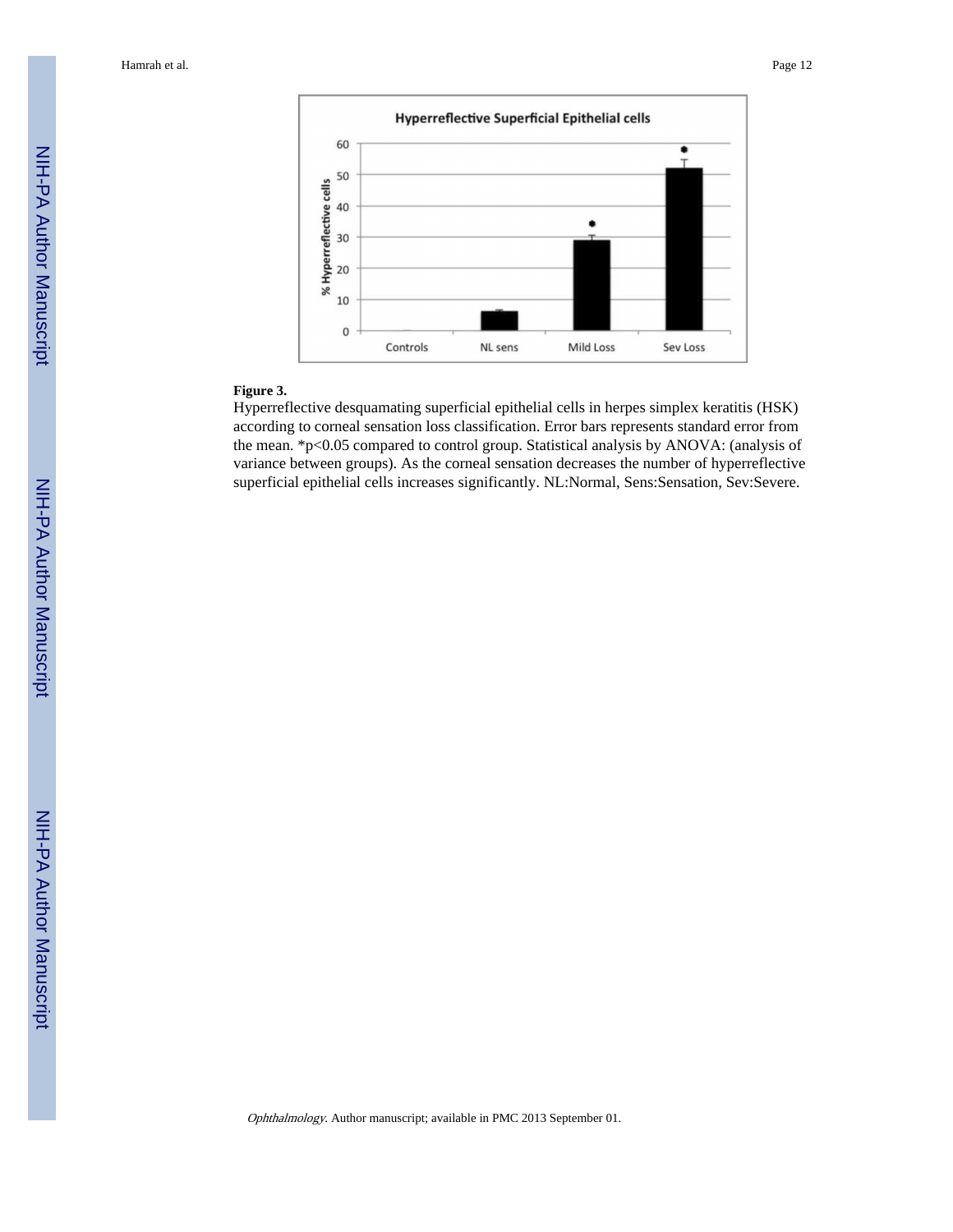**Figure 3.**

Hyperreflective desquamating superficial epithelial cells in herpes simplex keratitis (HSK) according to corneal sensation loss classification. Error bars represents standard error from the mean. *$p<0.05$ compared to control group. Statistical analysis by ANOVA: (analysis of variance between groups). As the corneal sensation decreases the number of hyperreflective superficial epithelial cells increases significantly. NL:Normal, Sens:Sensation, Sev:Severe.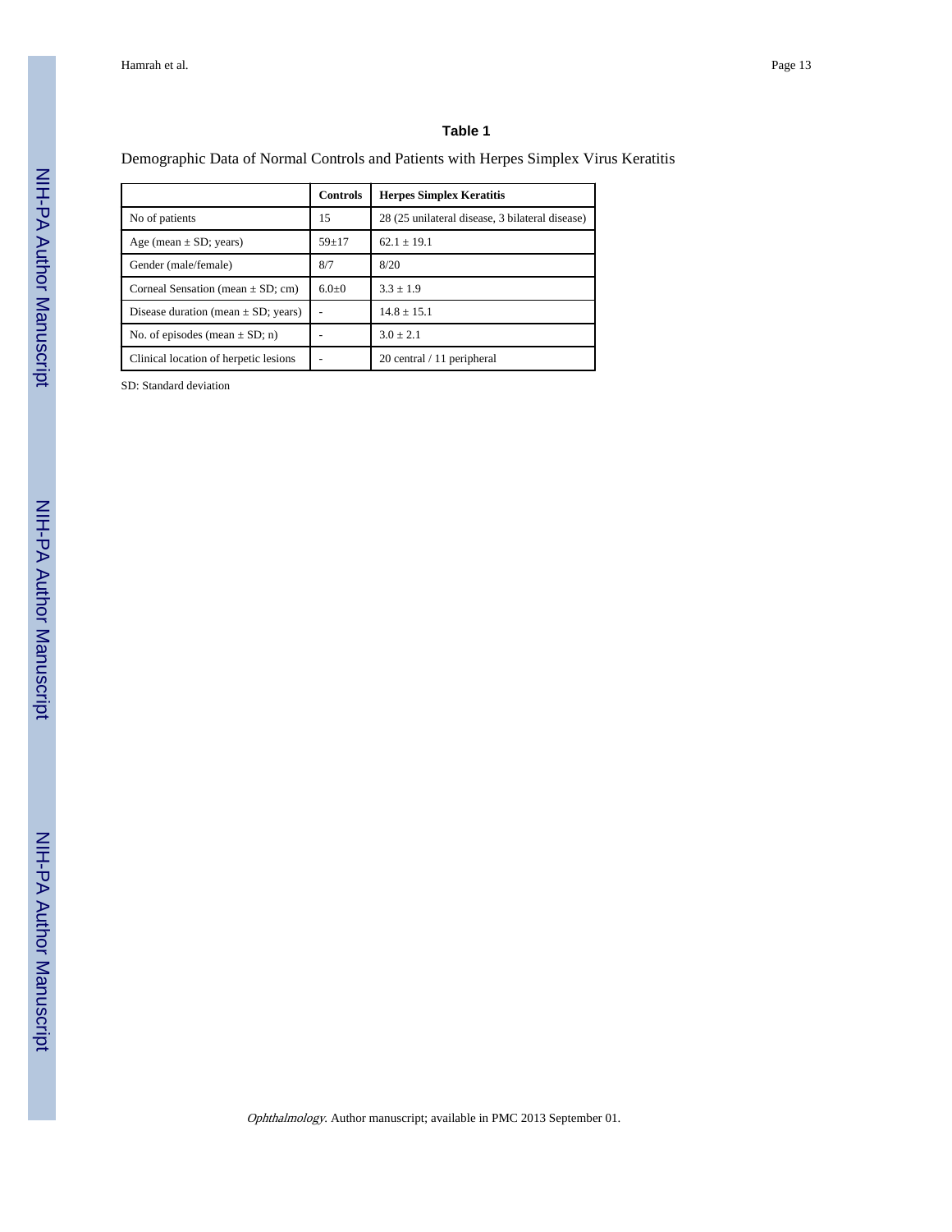## Table 1

Demographic Data of Normal Controls and Patients with Herpes Simplex Virus Keratitis

| | Controls | Herpes Simplex Keratitis |
|---|---|---|
| No of patients | 15 | 28 (25 unilateral disease, 3 bilateral disease) |
| Age (mean ± SD; years) | 59±17 | 62.1 ± 19.1 |
| Gender (male/female) | 8/7 | 8/20 |
| Corneal Sensation (mean ± SD; cm) | 6.0±0 | 3.3 ± 1.9 |
| Disease duration (mean ± SD; years) | - | 14.8 ± 15.1 |
| No. of episodes (mean ± SD; n) | - | 3.0 ± 2.1 |
| Clinical location of herpetic lesions | - | 20 central / 11 peripheral |

SD: Standard deviation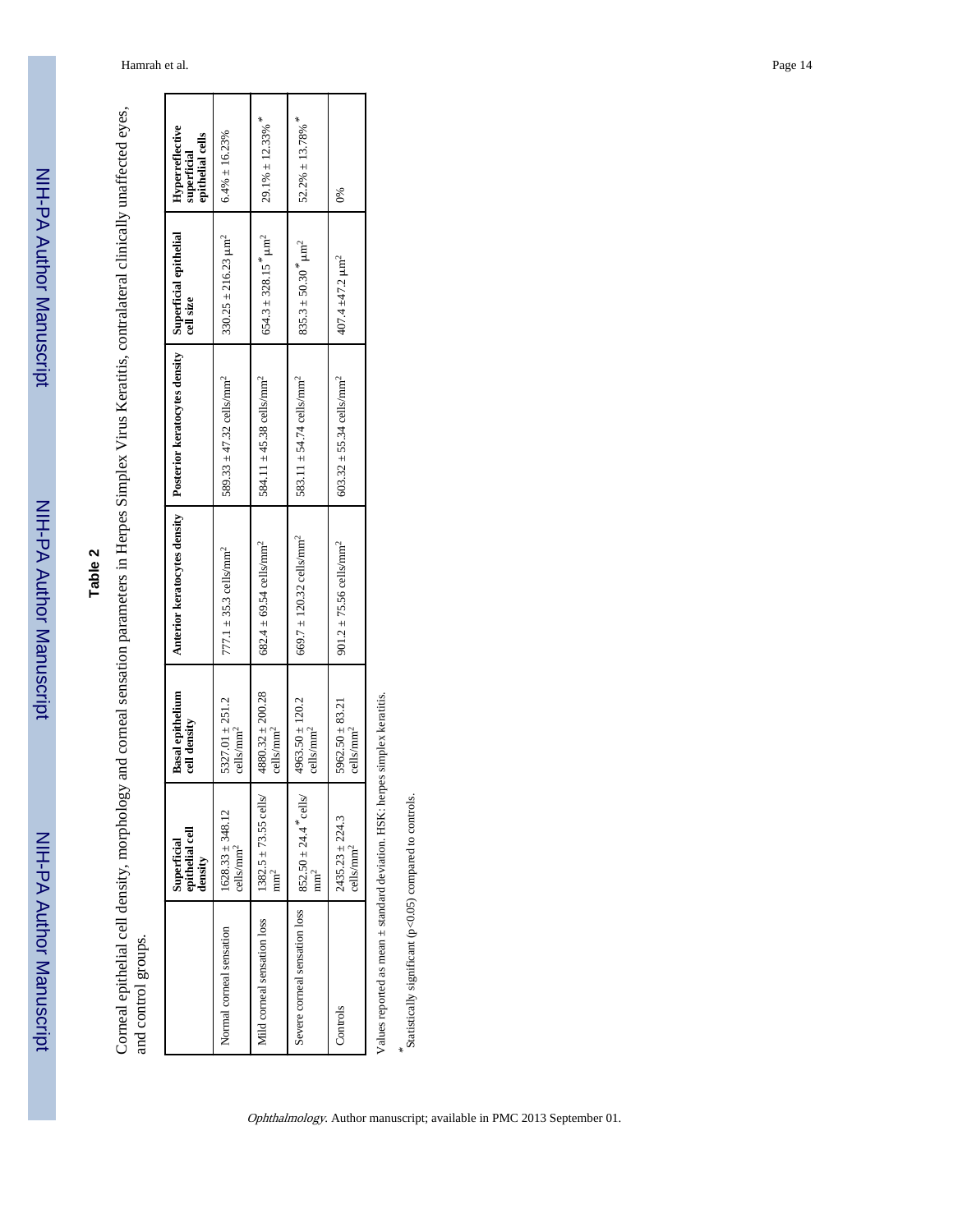## Table 2

Corneal epithelial cell density, morphology and corneal sensation parameters in Herpes Simplex Virus Keratitis, contralateral clinically unaffected eyes, and control groups.

| | Superficial epithelial cell density | Basal epithelium cell density | Anterior keratocytes density | Posterior keratocytes density | Superficial epithelial cell size | Hyperreflective superficial epithelial cells |
|---|---|---|---|---|---|---|
| Normal corneal sensation | 1628.33 ± 348.12 cells/mm$^2$ | 5327.01 ± 251.2 cells/mm$^2$ | 777.1 ± 35.3 cells/mm$^2$ | 589.33 ± 47.32 cells/mm$^2$ | 330.25 ± 216.23 μm$^2$ | 6.4% ± 16.23% |
| Mild corneal sensation loss | 1382.5 ± 73.55 cells/mm$^2$ | 4880.32 ± 200.28 cells/mm$^2$ | 682.4 ± 69.54 cells/mm$^2$ | 584.11 ± 45.38 cells/mm$^2$ | 654.3 ± 328.15* μm$^2$ | 29.1% ± 12.33%* |
| Severe corneal sensation loss | 852.50 ± 24.4* cells/mm$^2$ | 4963.50 ± 120.2 cells/mm$^2$ | 669.7 ± 120.32 cells/mm$^2$ | 583.11 ± 54.74 cells/mm$^2$ | 835.3 ± 50.30* μm$^2$ | 52.2% ± 13.78%* |
| Controls | 2435.23 ± 224.3 cells/mm$^2$ | 5962.50 ± 83.21 cells/mm$^2$ | 901.2 ± 75.56 cells/mm$^2$ | 603.32 ± 55.34 cells/mm$^2$ | 407.4 ±47.2 μm$^2$ | 0% |

Values reported as mean ± standard deviation. HSK: herpes simplex keratitis.

*Statistically significant ($p<0.05$) compared to controls.